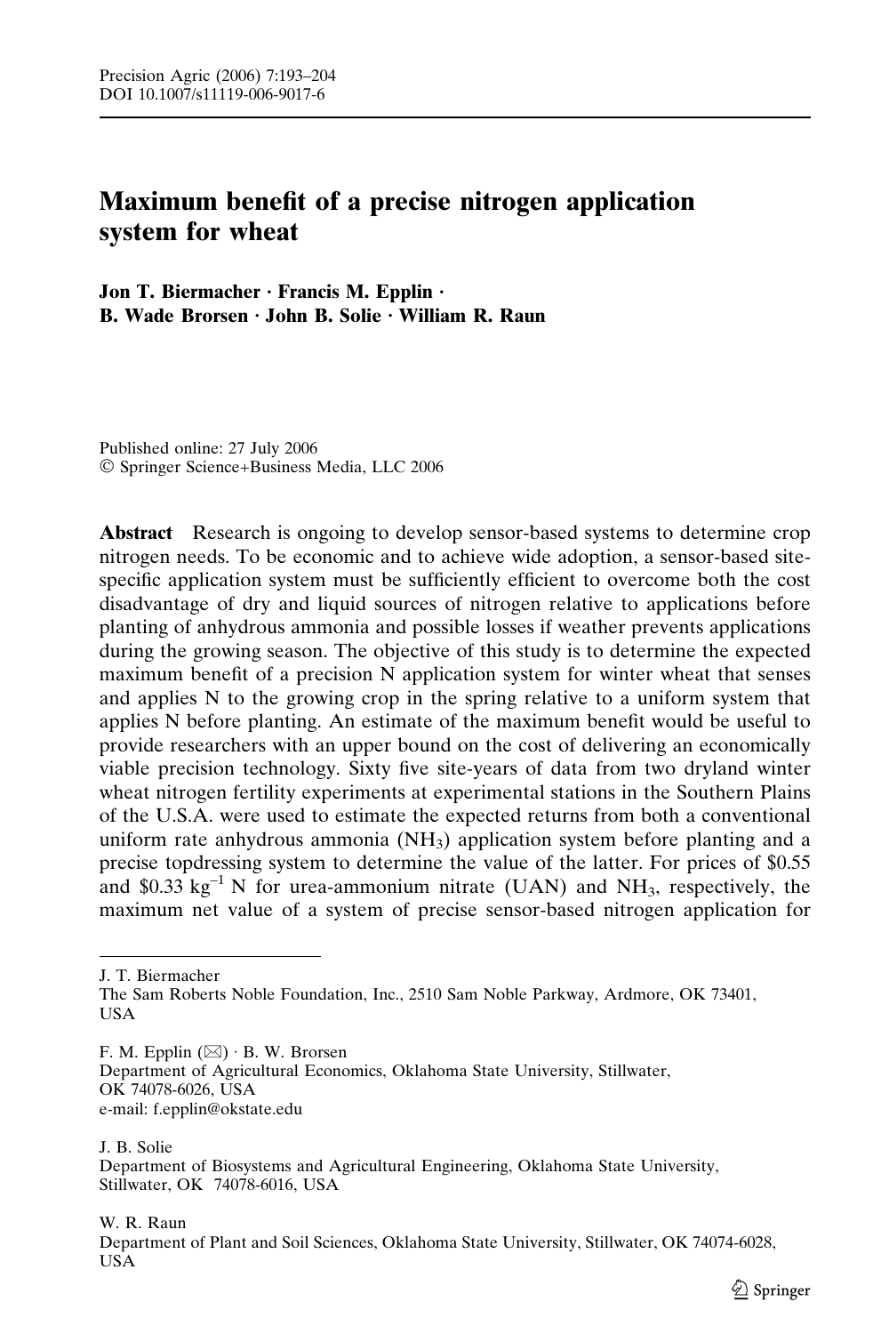# Maximum benefit of a precise nitrogen application system for wheat

**Jon T. Biermacher · Francis M. Epplin · B. Wade Brorsen · John B. Solie · William R. Raun**

Published online: 27 July 2006
© Springer Science+Business Media, LLC 2006

**Abstract** Research is ongoing to develop sensor-based systems to determine crop nitrogen needs. To be economic and to achieve wide adoption, a sensor-based site-specific application system must be sufficiently efficient to overcome both the cost disadvantage of dry and liquid sources of nitrogen relative to applications before planting of anhydrous ammonia and possible losses if weather prevents applications during the growing season. The objective of this study is to determine the expected maximum benefit of a precision N application system for winter wheat that senses and applies N to the growing crop in the spring relative to a uniform system that applies N before planting. An estimate of the maximum benefit would be useful to provide researchers with an upper bound on the cost of delivering an economically viable precision technology. Sixty five site-years of data from two dryland winter wheat nitrogen fertility experiments at experimental stations in the Southern Plains of the U.S.A. were used to estimate the expected returns from both a conventional uniform rate anhydrous ammonia ($NH_3$) application system before planting and a precise topdressing system to determine the value of the latter. For prices of \$0.55 and \$0.33 $kg^{-1}$ N for urea-ammonium nitrate (UAN) and $NH_3$, respectively, the maximum net value of a system of precise sensor-based nitrogen application for

---

J. T. Biermacher
The Sam Roberts Noble Foundation, Inc., 2510 Sam Noble Parkway, Ardmore, OK 73401, USA

F. M. Epplin (✉) · B. W. Brorsen
Department of Agricultural Economics, Oklahoma State University, Stillwater, OK 74078-6026, USA
e-mail: f.epplin@okstate.edu

J. B. Solie
Department of Biosystems and Agricultural Engineering, Oklahoma State University, Stillwater, OK 74078-6016, USA

W. R. Raun
Department of Plant and Soil Sciences, Oklahoma State University, Stillwater, OK 74074-6028, USA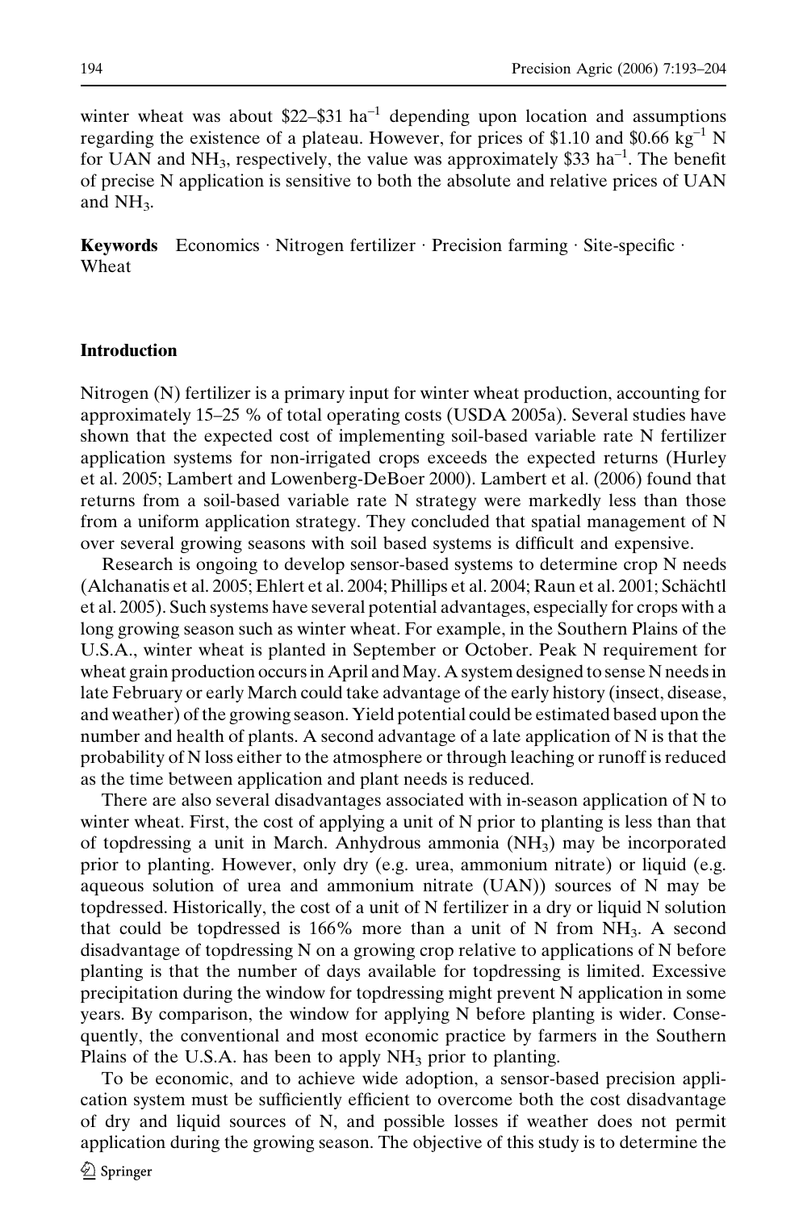winter wheat was about \$22–\$31 $ha^{-1}$ depending upon location and assumptions regarding the existence of a plateau. However, for prices of \$1.10 and \$0.66 $kg^{-1}$ N for UAN and $NH_3$, respectively, the value was approximately \$33 $ha^{-1}$. The benefit of precise N application is sensitive to both the absolute and relative prices of UAN and $NH_3$.

**Keywords** Economics · Nitrogen fertilizer · Precision farming · Site-specific · Wheat

## Introduction

Nitrogen (N) fertilizer is a primary input for winter wheat production, accounting for approximately 15–25 % of total operating costs (USDA 2005a). Several studies have shown that the expected cost of implementing soil-based variable rate N fertilizer application systems for non-irrigated crops exceeds the expected returns (Hurley et al. 2005; Lambert and Lowenberg-DeBoer 2000). Lambert et al. (2006) found that returns from a soil-based variable rate N strategy were markedly less than those from a uniform application strategy. They concluded that spatial management of N over several growing seasons with soil based systems is difficult and expensive.

Research is ongoing to develop sensor-based systems to determine crop N needs (Alchanatis et al. 2005; Ehlert et al. 2004; Phillips et al. 2004; Raun et al. 2001; Schächtl et al. 2005). Such systems have several potential advantages, especially for crops with a long growing season such as winter wheat. For example, in the Southern Plains of the U.S.A., winter wheat is planted in September or October. Peak N requirement for wheat grain production occurs in April and May. A system designed to sense N needs in late February or early March could take advantage of the early history (insect, disease, and weather) of the growing season. Yield potential could be estimated based upon the number and health of plants. A second advantage of a late application of N is that the probability of N loss either to the atmosphere or through leaching or runoff is reduced as the time between application and plant needs is reduced.

There are also several disadvantages associated with in-season application of N to winter wheat. First, the cost of applying a unit of N prior to planting is less than that of topdressing a unit in March. Anhydrous ammonia ($NH_3$) may be incorporated prior to planting. However, only dry (e.g. urea, ammonium nitrate) or liquid (e.g. aqueous solution of urea and ammonium nitrate (UAN)) sources of N may be topdressed. Historically, the cost of a unit of N fertilizer in a dry or liquid N solution that could be topdressed is 166% more than a unit of N from $NH_3$. A second disadvantage of topdressing N on a growing crop relative to applications of N before planting is that the number of days available for topdressing is limited. Excessive precipitation during the window for topdressing might prevent N application in some years. By comparison, the window for applying N before planting is wider. Consequently, the conventional and most economic practice by farmers in the Southern Plains of the U.S.A. has been to apply $NH_3$ prior to planting.

To be economic, and to achieve wide adoption, a sensor-based precision application system must be sufficiently efficient to overcome both the cost disadvantage of dry and liquid sources of N, and possible losses if weather does not permit application during the growing season. The objective of this study is to determine the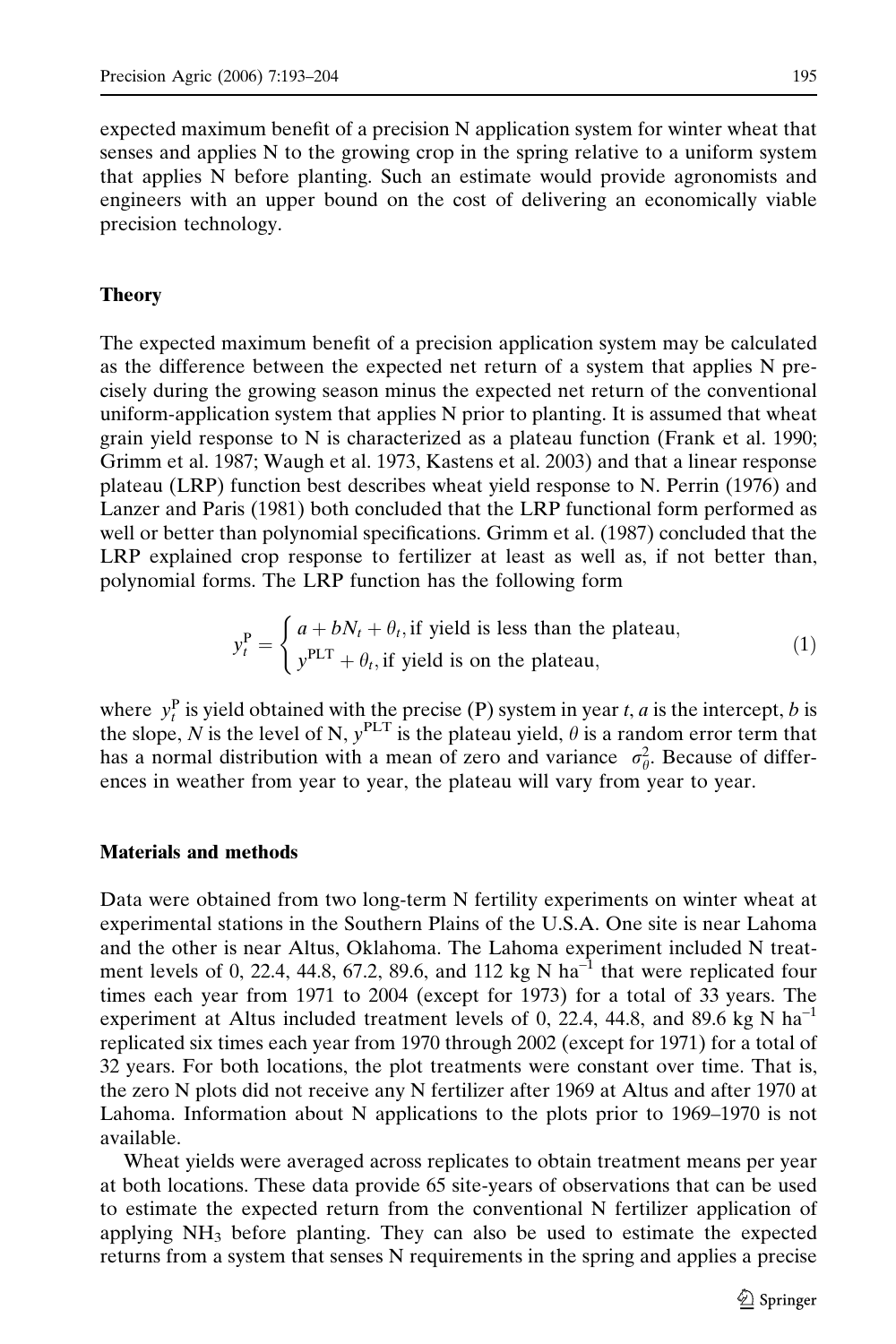expected maximum benefit of a precision N application system for winter wheat that senses and applies N to the growing crop in the spring relative to a uniform system that applies N before planting. Such an estimate would provide agronomists and engineers with an upper bound on the cost of delivering an economically viable precision technology.

## Theory

The expected maximum benefit of a precision application system may be calculated as the difference between the expected net return of a system that applies N precisely during the growing season minus the expected net return of the conventional uniform-application system that applies N prior to planting. It is assumed that wheat grain yield response to N is characterized as a plateau function (Frank et al. 1990; Grimm et al. 1987; Waugh et al. 1973, Kastens et al. 2003) and that a linear response plateau (LRP) function best describes wheat yield response to N. Perrin (1976) and Lanzer and Paris (1981) both concluded that the LRP functional form performed as well or better than polynomial specifications. Grimm et al. (1987) concluded that the LRP explained crop response to fertilizer at least as well as, if not better than, polynomial forms. The LRP function has the following form

$$y_t^{\mathrm{P}} = \begin{cases} a + bN_t + \theta_t, \text{if yield is less than the plateau,} \\ y^{\mathrm{PLT}} + \theta_t, \text{if yield is on the plateau,} \end{cases} \tag{1}$$

where $y_t^{\mathrm{P}}$ is yield obtained with the precise (P) system in year $t$, $a$ is the intercept, $b$ is the slope, $N$ is the level of N, $y^{\mathrm{PLT}}$ is the plateau yield, $\theta$ is a random error term that has a normal distribution with a mean of zero and variance $\sigma_\theta^2$. Because of differences in weather from year to year, the plateau will vary from year to year.

## Materials and methods

Data were obtained from two long-term N fertility experiments on winter wheat at experimental stations in the Southern Plains of the U.S.A. One site is near Lahoma and the other is near Altus, Oklahoma. The Lahoma experiment included N treatment levels of 0, 22.4, 44.8, 67.2, 89.6, and 112 kg N $\mathrm{ha}^{-1}$ that were replicated four times each year from 1971 to 2004 (except for 1973) for a total of 33 years. The experiment at Altus included treatment levels of 0, 22.4, 44.8, and 89.6 kg N $\mathrm{ha}^{-1}$ replicated six times each year from 1970 through 2002 (except for 1971) for a total of 32 years. For both locations, the plot treatments were constant over time. That is, the zero N plots did not receive any N fertilizer after 1969 at Altus and after 1970 at Lahoma. Information about N applications to the plots prior to 1969–1970 is not available.

Wheat yields were averaged across replicates to obtain treatment means per year at both locations. These data provide 65 site-years of observations that can be used to estimate the expected return from the conventional N fertilizer application of applying $NH_3$ before planting. They can also be used to estimate the expected returns from a system that senses N requirements in the spring and applies a precise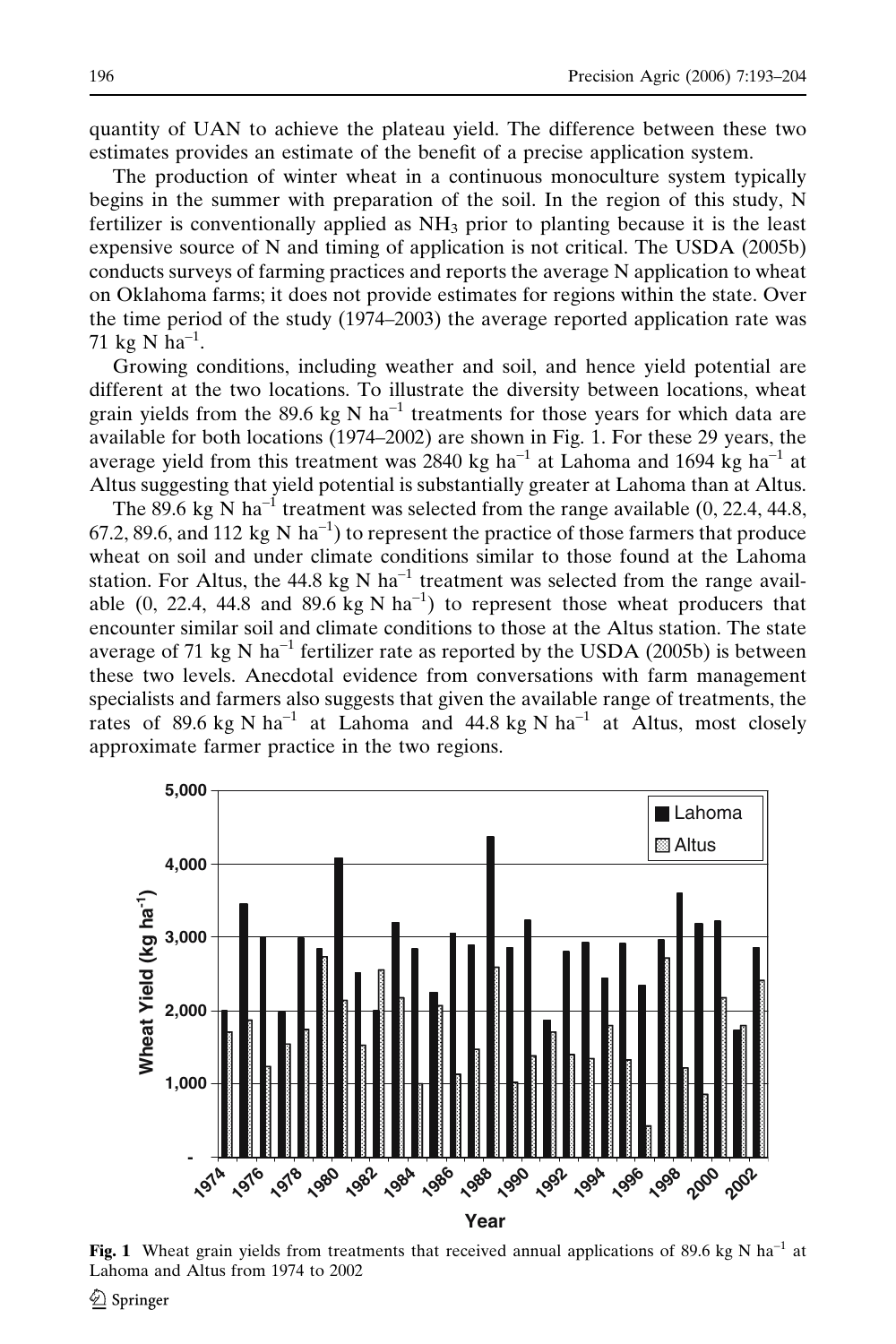quantity of UAN to achieve the plateau yield. The difference between these two estimates provides an estimate of the benefit of a precise application system.

The production of winter wheat in a continuous monoculture system typically begins in the summer with preparation of the soil. In the region of this study, N fertilizer is conventionally applied as $NH_3$ prior to planting because it is the least expensive source of N and timing of application is not critical. The USDA (2005b) conducts surveys of farming practices and reports the average N application to wheat on Oklahoma farms; it does not provide estimates for regions within the state. Over the time period of the study (1974–2003) the average reported application rate was 71 kg N $ha^{-1}$.

Growing conditions, including weather and soil, and hence yield potential are different at the two locations. To illustrate the diversity between locations, wheat grain yields from the 89.6 kg N $ha^{-1}$ treatments for those years for which data are available for both locations (1974–2002) are shown in Fig. 1. For these 29 years, the average yield from this treatment was 2840 kg $ha^{-1}$ at Lahoma and 1694 kg $ha^{-1}$ at Altus suggesting that yield potential is substantially greater at Lahoma than at Altus.

The 89.6 kg N $ha^{-1}$ treatment was selected from the range available (0, 22.4, 44.8, 67.2, 89.6, and 112 kg N $ha^{-1}$) to represent the practice of those farmers that produce wheat on soil and under climate conditions similar to those found at the Lahoma station. For Altus, the 44.8 kg N $ha^{-1}$ treatment was selected from the range available (0, 22.4, 44.8 and 89.6 kg N $ha^{-1}$) to represent those wheat producers that encounter similar soil and climate conditions to those at the Altus station. The state average of 71 kg N $ha^{-1}$ fertilizer rate as reported by the USDA (2005b) is between these two levels. Anecdotal evidence from conversations with farm management specialists and farmers also suggests that given the available range of treatments, the rates of 89.6 kg N $ha^{-1}$ at Lahoma and 44.8 kg N $ha^{-1}$ at Altus, most closely approximate farmer practice in the two regions.

**Fig. 1** Wheat grain yields from treatments that received annual applications of 89.6 kg N $ha^{-1}$ at Lahoma and Altus from 1974 to 2002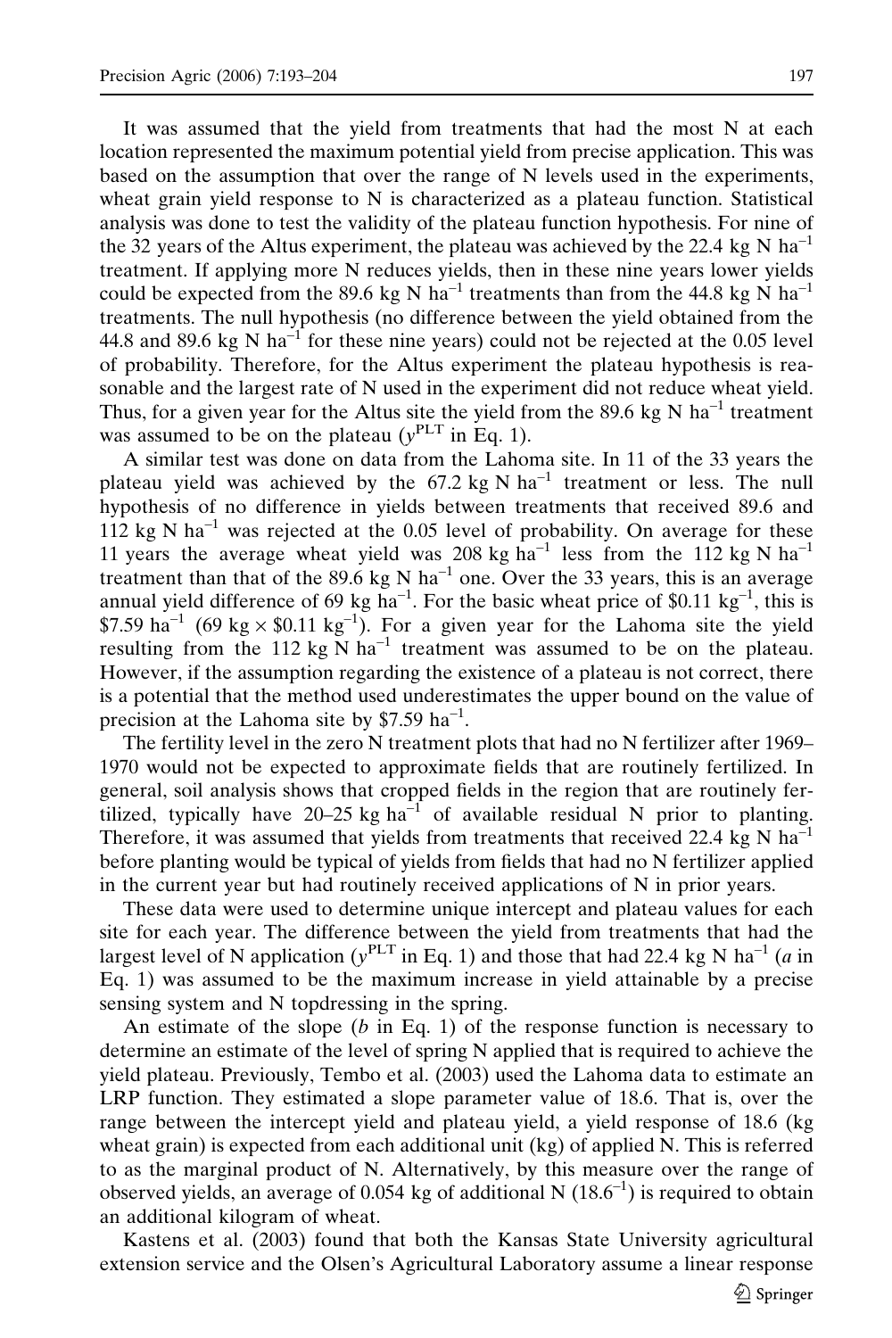It was assumed that the yield from treatments that had the most N at each location represented the maximum potential yield from precise application. This was based on the assumption that over the range of N levels used in the experiments, wheat grain yield response to N is characterized as a plateau function. Statistical analysis was done to test the validity of the plateau function hypothesis. For nine of the 32 years of the Altus experiment, the plateau was achieved by the 22.4 kg N ha$^{-1}$ treatment. If applying more N reduces yields, then in these nine years lower yields could be expected from the 89.6 kg N ha$^{-1}$ treatments than from the 44.8 kg N ha$^{-1}$ treatments. The null hypothesis (no difference between the yield obtained from the 44.8 and 89.6 kg N ha$^{-1}$ for these nine years) could not be rejected at the 0.05 level of probability. Therefore, for the Altus experiment the plateau hypothesis is reasonable and the largest rate of N used in the experiment did not reduce wheat yield. Thus, for a given year for the Altus site the yield from the 89.6 kg N ha$^{-1}$ treatment was assumed to be on the plateau ($y^{PLT}$ in Eq. 1).

A similar test was done on data from the Lahoma site. In 11 of the 33 years the plateau yield was achieved by the 67.2 kg N ha$^{-1}$ treatment or less. The null hypothesis of no difference in yields between treatments that received 89.6 and 112 kg N ha$^{-1}$ was rejected at the 0.05 level of probability. On average for these 11 years the average wheat yield was 208 kg ha$^{-1}$ less from the 112 kg N ha$^{-1}$ treatment than that of the 89.6 kg N ha$^{-1}$ one. Over the 33 years, this is an average annual yield difference of 69 kg ha$^{-1}$. For the basic wheat price of \$0.11 kg$^{-1}$, this is \$7.59 ha$^{-1}$ (69 kg × \$0.11 kg$^{-1}$). For a given year for the Lahoma site the yield resulting from the 112 kg N ha$^{-1}$ treatment was assumed to be on the plateau. However, if the assumption regarding the existence of a plateau is not correct, there is a potential that the method used underestimates the upper bound on the value of precision at the Lahoma site by \$7.59 ha$^{-1}$.

The fertility level in the zero N treatment plots that had no N fertilizer after 1969–1970 would not be expected to approximate fields that are routinely fertilized. In general, soil analysis shows that cropped fields in the region that are routinely fertilized, typically have 20–25 kg ha$^{-1}$ of available residual N prior to planting. Therefore, it was assumed that yields from treatments that received 22.4 kg N ha$^{-1}$ before planting would be typical of yields from fields that had no N fertilizer applied in the current year but had routinely received applications of N in prior years.

These data were used to determine unique intercept and plateau values for each site for each year. The difference between the yield from treatments that had the largest level of N application ($y^{PLT}$ in Eq. 1) and those that had 22.4 kg N ha$^{-1}$ ($a$ in Eq. 1) was assumed to be the maximum increase in yield attainable by a precise sensing system and N topdressing in the spring.

An estimate of the slope ($b$ in Eq. 1) of the response function is necessary to determine an estimate of the level of spring N applied that is required to achieve the yield plateau. Previously, Tembo et al. (2003) used the Lahoma data to estimate an LRP function. They estimated a slope parameter value of 18.6. That is, over the range between the intercept yield and plateau yield, a yield response of 18.6 (kg wheat grain) is expected from each additional unit (kg) of applied N. This is referred to as the marginal product of N. Alternatively, by this measure over the range of observed yields, an average of 0.054 kg of additional N ($18.6^{-1}$) is required to obtain an additional kilogram of wheat.

Kastens et al. (2003) found that both the Kansas State University agricultural extension service and the Olsen's Agricultural Laboratory assume a linear response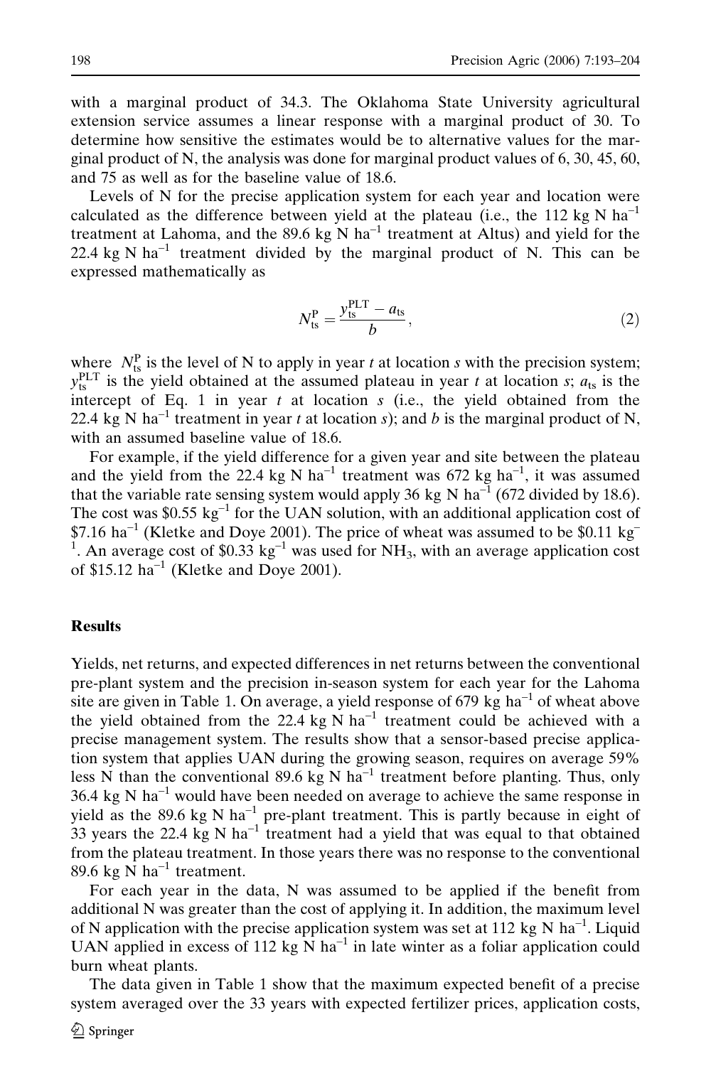with a marginal product of 34.3. The Oklahoma State University agricultural extension service assumes a linear response with a marginal product of 30. To determine how sensitive the estimates would be to alternative values for the marginal product of N, the analysis was done for marginal product values of 6, 30, 45, 60, and 75 as well as for the baseline value of 18.6.

Levels of N for the precise application system for each year and location were calculated as the difference between yield at the plateau (i.e., the 112 kg N ha$^{-1}$ treatment at Lahoma, and the 89.6 kg N ha$^{-1}$ treatment at Altus) and yield for the 22.4 kg N ha$^{-1}$ treatment divided by the marginal product of N. This can be expressed mathematically as

$$N_{ts}^{P} = \frac{y_{ts}^{PLT} - a_{ts}}{b}, \quad (2)$$

where $N_{ts}^{P}$ is the level of N to apply in year $t$ at location $s$ with the precision system; $y_{ts}^{PLT}$ is the yield obtained at the assumed plateau in year $t$ at location $s$; $a_{ts}$ is the intercept of Eq. 1 in year $t$ at location $s$ (i.e., the yield obtained from the 22.4 kg N ha$^{-1}$ treatment in year $t$ at location $s$); and $b$ is the marginal product of N, with an assumed baseline value of 18.6.

For example, if the yield difference for a given year and site between the plateau and the yield from the 22.4 kg N ha$^{-1}$ treatment was 672 kg ha$^{-1}$, it was assumed that the variable rate sensing system would apply 36 kg N ha$^{-1}$ (672 divided by 18.6). The cost was \$0.55 kg$^{-1}$ for the UAN solution, with an additional application cost of \$7.16 ha$^{-1}$ (Kletke and Doye 2001). The price of wheat was assumed to be \$0.11 kg$^{-1}$. An average cost of \$0.33 kg$^{-1}$ was used for $NH_3$, with an average application cost of \$15.12 ha$^{-1}$ (Kletke and Doye 2001).

## Results

Yields, net returns, and expected differences in net returns between the conventional pre-plant system and the precision in-season system for each year for the Lahoma site are given in Table 1. On average, a yield response of 679 kg ha$^{-1}$ of wheat above the yield obtained from the 22.4 kg N ha$^{-1}$ treatment could be achieved with a precise management system. The results show that a sensor-based precise application system that applies UAN during the growing season, requires on average 59% less N than the conventional 89.6 kg N ha$^{-1}$ treatment before planting. Thus, only 36.4 kg N ha$^{-1}$ would have been needed on average to achieve the same response in yield as the 89.6 kg N ha$^{-1}$ pre-plant treatment. This is partly because in eight of 33 years the 22.4 kg N ha$^{-1}$ treatment had a yield that was equal to that obtained from the plateau treatment. In those years there was no response to the conventional 89.6 kg N ha$^{-1}$ treatment.

For each year in the data, N was assumed to be applied if the benefit from additional N was greater than the cost of applying it. In addition, the maximum level of N application with the precise application system was set at 112 kg N ha$^{-1}$. Liquid UAN applied in excess of 112 kg N ha$^{-1}$ in late winter as a foliar application could burn wheat plants.

The data given in Table 1 show that the maximum expected benefit of a precise system averaged over the 33 years with expected fertilizer prices, application costs,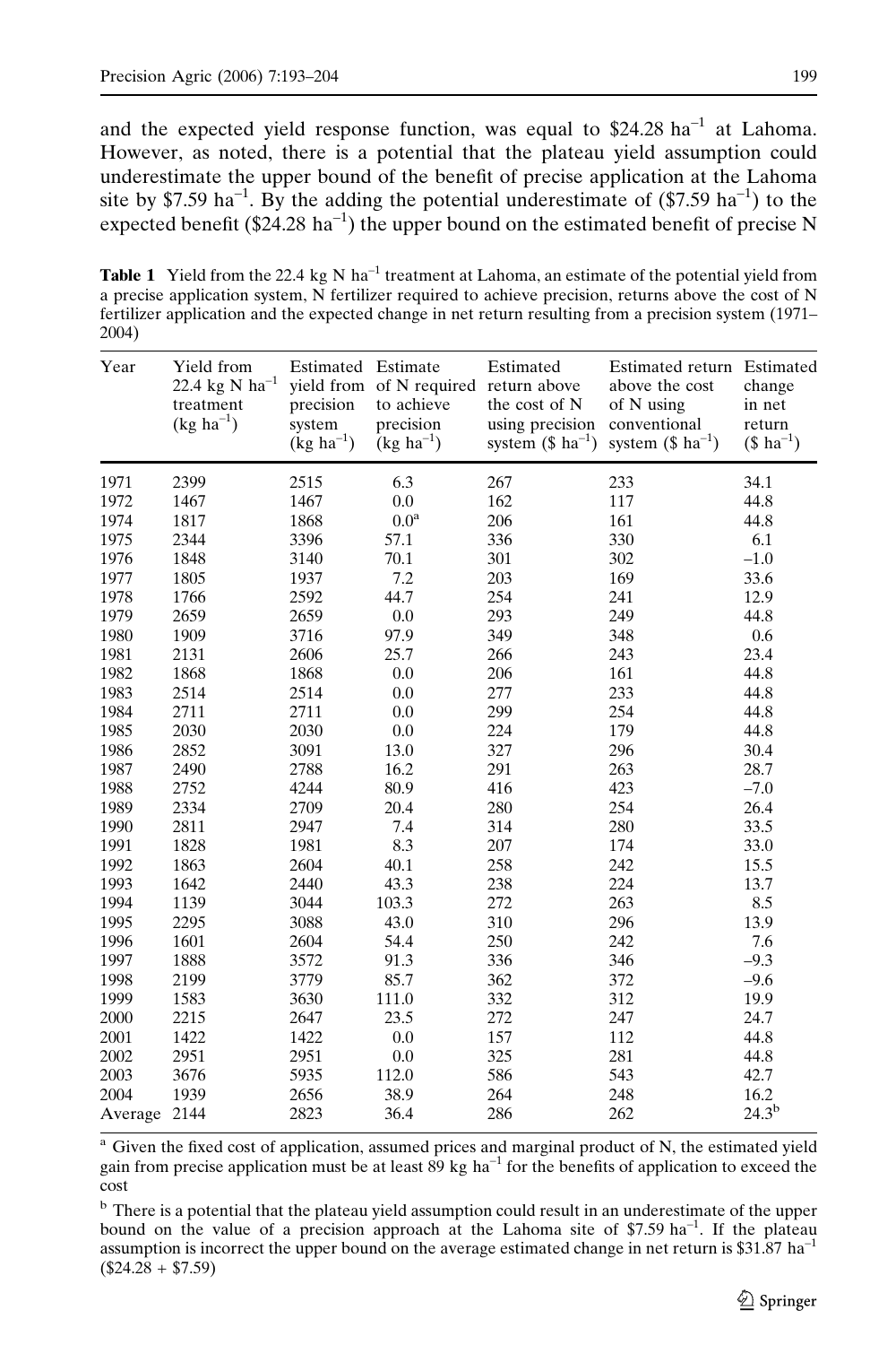and the expected yield response function, was equal to \$24.28 ha$^{-1}$ at Lahoma. However, as noted, there is a potential that the plateau yield assumption could underestimate the upper bound of the benefit of precise application at the Lahoma site by \$7.59 ha$^{-1}$. By the adding the potential underestimate of (\$7.59 ha$^{-1}$) to the expected benefit (\$24.28 ha$^{-1}$) the upper bound on the estimated benefit of precise N

**Table 1** Yield from the 22.4 kg N ha$^{-1}$ treatment at Lahoma, an estimate of the potential yield from a precise application system, N fertilizer required to achieve precision, returns above the cost of N fertilizer application and the expected change in net return resulting from a precision system (1971–2004)

| Year | Yield from 22.4 kg N ha$^{-1}$ treatment (kg ha$^{-1}$) | Estimated yield from precision system (kg ha$^{-1}$) | Estimate of N required to achieve precision (kg ha$^{-1}$) | Estimated return above the cost of N using precision system (\$ ha$^{-1}$) | Estimated return above the cost of N using conventional system (\$ ha$^{-1}$) | Estimated change in net return (\$ ha$^{-1}$) |
|---|---|---|---|---|---|---|
| 1971 | 2399 | 2515 | 6.3 | 267 | 233 | 34.1 |
| 1972 | 1467 | 1467 | 0.0 | 162 | 117 | 44.8 |
| 1974 | 1817 | 1868 | 0.0[a] | 206 | 161 | 44.8 |
| 1975 | 2344 | 3396 | 57.1 | 336 | 330 | 6.1 |
| 1976 | 1848 | 3140 | 70.1 | 301 | 302 | −1.0 |
| 1977 | 1805 | 1937 | 7.2 | 203 | 169 | 33.6 |
| 1978 | 1766 | 2592 | 44.7 | 254 | 241 | 12.9 |
| 1979 | 2659 | 2659 | 0.0 | 293 | 249 | 44.8 |
| 1980 | 1909 | 3716 | 97.9 | 349 | 348 | 0.6 |
| 1981 | 2131 | 2606 | 25.7 | 266 | 243 | 23.4 |
| 1982 | 1868 | 1868 | 0.0 | 206 | 161 | 44.8 |
| 1983 | 2514 | 2514 | 0.0 | 277 | 233 | 44.8 |
| 1984 | 2711 | 2711 | 0.0 | 299 | 254 | 44.8 |
| 1985 | 2030 | 2030 | 0.0 | 224 | 179 | 44.8 |
| 1986 | 2852 | 3091 | 13.0 | 327 | 296 | 30.4 |
| 1987 | 2490 | 2788 | 16.2 | 291 | 263 | 28.7 |
| 1988 | 2752 | 4244 | 80.9 | 416 | 423 | −7.0 |
| 1989 | 2334 | 2709 | 20.4 | 280 | 254 | 26.4 |
| 1990 | 2811 | 2947 | 7.4 | 314 | 280 | 33.5 |
| 1991 | 1828 | 1981 | 8.3 | 207 | 174 | 33.0 |
| 1992 | 1863 | 2604 | 40.1 | 258 | 242 | 15.5 |
| 1993 | 1642 | 2440 | 43.3 | 238 | 224 | 13.7 |
| 1994 | 1139 | 3044 | 103.3 | 272 | 263 | 8.5 |
| 1995 | 2295 | 3088 | 43.0 | 310 | 296 | 13.9 |
| 1996 | 1601 | 2604 | 54.4 | 250 | 242 | 7.6 |
| 1997 | 1888 | 3572 | 91.3 | 336 | 346 | −9.3 |
| 1998 | 2199 | 3779 | 85.7 | 362 | 372 | −9.6 |
| 1999 | 1583 | 3630 | 111.0 | 332 | 312 | 19.9 |
| 2000 | 2215 | 2647 | 23.5 | 272 | 247 | 24.7 |
| 2001 | 1422 | 1422 | 0.0 | 157 | 112 | 44.8 |
| 2002 | 2951 | 2951 | 0.0 | 325 | 281 | 44.8 |
| 2003 | 3676 | 5935 | 112.0 | 586 | 543 | 42.7 |
| 2004 | 1939 | 2656 | 38.9 | 264 | 248 | 16.2 |
| Average | 2144 | 2823 | 36.4 | 286 | 262 | 24.3[b] |

[a] Given the fixed cost of application, assumed prices and marginal product of N, the estimated yield gain from precise application must be at least 89 kg ha$^{-1}$ for the benefits of application to exceed the cost

[b] There is a potential that the plateau yield assumption could result in an underestimate of the upper bound on the value of a precision approach at the Lahoma site of \$7.59 ha$^{-1}$. If the plateau assumption is incorrect the upper bound on the average estimated change in net return is \$31.87 ha$^{-1}$ (\$24.28 + \$7.59)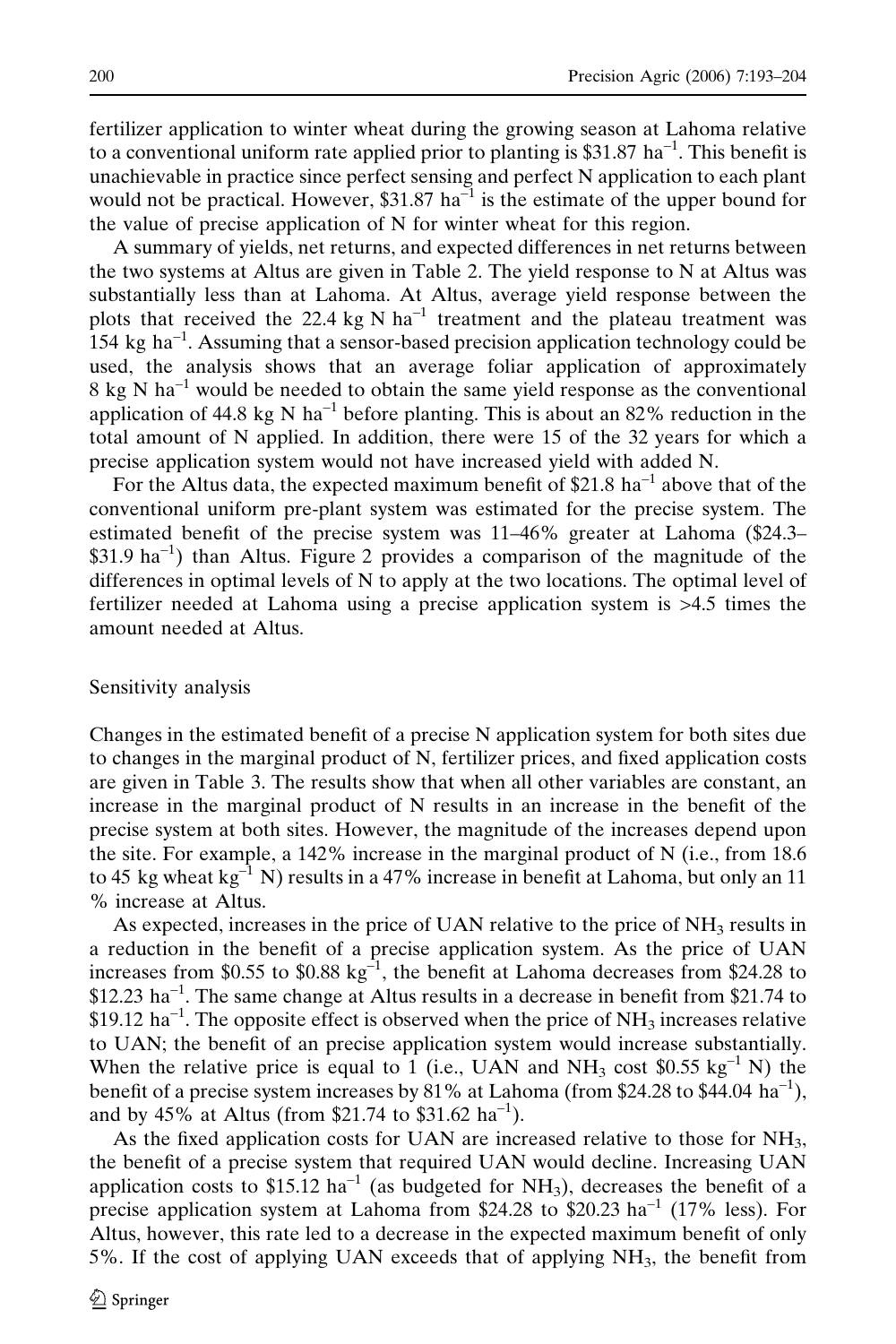fertilizer application to winter wheat during the growing season at Lahoma relative to a conventional uniform rate applied prior to planting is \$31.87 $ha^{-1}$. This benefit is unachievable in practice since perfect sensing and perfect N application to each plant would not be practical. However, \$31.87 $ha^{-1}$ is the estimate of the upper bound for the value of precise application of N for winter wheat for this region.

A summary of yields, net returns, and expected differences in net returns between the two systems at Altus are given in Table 2. The yield response to N at Altus was substantially less than at Lahoma. At Altus, average yield response between the plots that received the 22.4 kg N $ha^{-1}$ treatment and the plateau treatment was 154 kg $ha^{-1}$. Assuming that a sensor-based precision application technology could be used, the analysis shows that an average foliar application of approximately 8 kg N $ha^{-1}$ would be needed to obtain the same yield response as the conventional application of 44.8 kg N $ha^{-1}$ before planting. This is about an 82% reduction in the total amount of N applied. In addition, there were 15 of the 32 years for which a precise application system would not have increased yield with added N.

For the Altus data, the expected maximum benefit of \$21.8 $ha^{-1}$ above that of the conventional uniform pre-plant system was estimated for the precise system. The estimated benefit of the precise system was 11–46% greater at Lahoma (\$24.3–\$31.9 $ha^{-1}$) than Altus. Figure 2 provides a comparison of the magnitude of the differences in optimal levels of N to apply at the two locations. The optimal level of fertilizer needed at Lahoma using a precise application system is >4.5 times the amount needed at Altus.

## Sensitivity analysis

Changes in the estimated benefit of a precise N application system for both sites due to changes in the marginal product of N, fertilizer prices, and fixed application costs are given in Table 3. The results show that when all other variables are constant, an increase in the marginal product of N results in an increase in the benefit of the precise system at both sites. However, the magnitude of the increases depend upon the site. For example, a 142% increase in the marginal product of N (i.e., from 18.6 to 45 kg wheat $kg^{-1}$ N) results in a 47% increase in benefit at Lahoma, but only an 11 % increase at Altus.

As expected, increases in the price of UAN relative to the price of $NH_3$ results in a reduction in the benefit of a precise application system. As the price of UAN increases from \$0.55 to \$0.88 $kg^{-1}$, the benefit at Lahoma decreases from \$24.28 to \$12.23 $ha^{-1}$. The same change at Altus results in a decrease in benefit from \$21.74 to \$19.12 $ha^{-1}$. The opposite effect is observed when the price of $NH_3$ increases relative to UAN; the benefit of an precise application system would increase substantially. When the relative price is equal to 1 (i.e., UAN and $NH_3$ cost \$0.55 $kg^{-1}$ N) the benefit of a precise system increases by 81% at Lahoma (from \$24.28 to \$44.04 $ha^{-1}$), and by 45% at Altus (from \$21.74 to \$31.62 $ha^{-1}$).

As the fixed application costs for UAN are increased relative to those for $NH_3$, the benefit of a precise system that required UAN would decline. Increasing UAN application costs to \$15.12 $ha^{-1}$ (as budgeted for $NH_3$), decreases the benefit of a precise application system at Lahoma from \$24.28 to \$20.23 $ha^{-1}$ (17% less). For Altus, however, this rate led to a decrease in the expected maximum benefit of only 5%. If the cost of applying UAN exceeds that of applying $NH_3$, the benefit from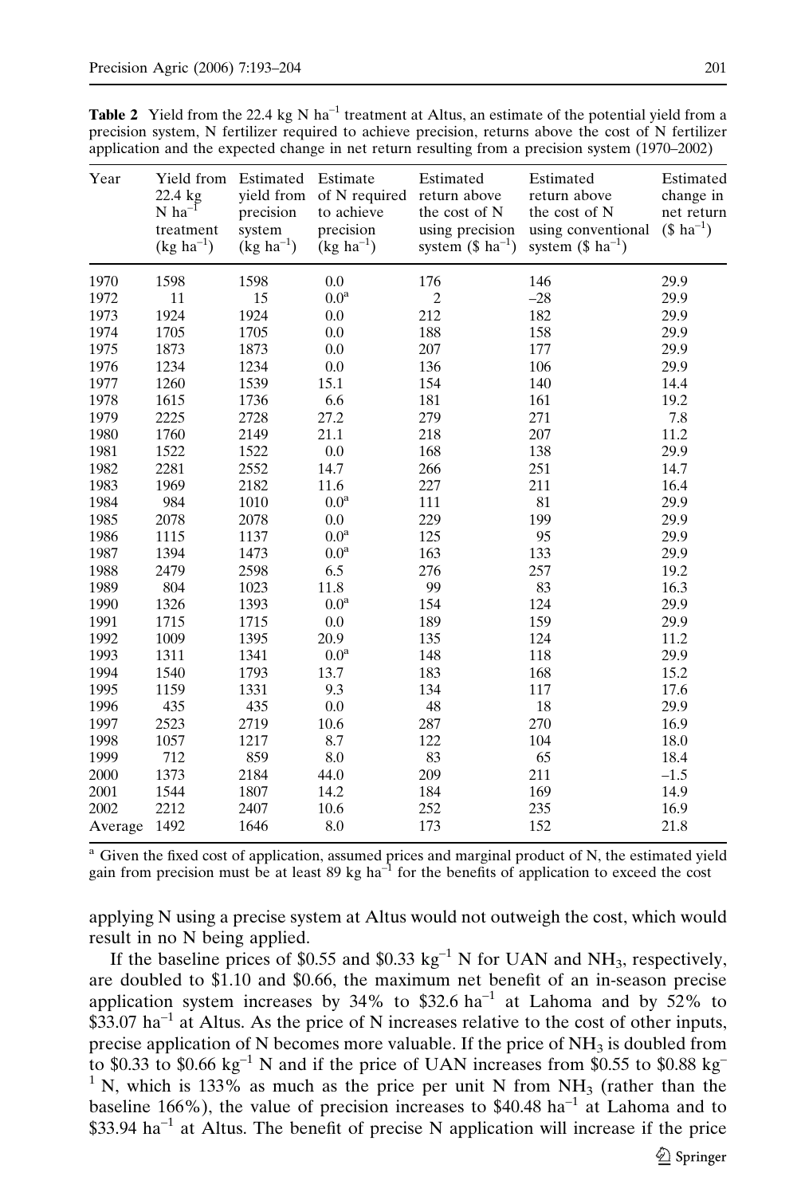**Table 2** Yield from the 22.4 kg N ha$^{-1}$ treatment at Altus, an estimate of the potential yield from a precision system, N fertilizer required to achieve precision, returns above the cost of N fertilizer application and the expected change in net return resulting from a precision system (1970–2002)

| Year | Yield from 22.4 kg N ha$^{-1}$ treatment (kg ha$^{-1}$) | Estimated yield from precision system (kg ha$^{-1}$) | Estimate of N required to achieve precision (kg ha$^{-1}$) | Estimated return above the cost of N using precision system (\$ ha$^{-1}$) | Estimated return above the cost of N using conventional system (\$ ha$^{-1}$) | Estimated change in net return (\$ ha$^{-1}$) |
|---|---|---|---|---|---|---|
| 1970 | 1598 | 1598 | 0.0 | 176 | 146 | 29.9 |
| 1972 | 11 | 15 | 0.0[a] | 2 | –28 | 29.9 |
| 1973 | 1924 | 1924 | 0.0 | 212 | 182 | 29.9 |
| 1974 | 1705 | 1705 | 0.0 | 188 | 158 | 29.9 |
| 1975 | 1873 | 1873 | 0.0 | 207 | 177 | 29.9 |
| 1976 | 1234 | 1234 | 0.0 | 136 | 106 | 29.9 |
| 1977 | 1260 | 1539 | 15.1 | 154 | 140 | 14.4 |
| 1978 | 1615 | 1736 | 6.6 | 181 | 161 | 19.2 |
| 1979 | 2225 | 2728 | 27.2 | 279 | 271 | 7.8 |
| 1980 | 1760 | 2149 | 21.1 | 218 | 207 | 11.2 |
| 1981 | 1522 | 1522 | 0.0 | 168 | 138 | 29.9 |
| 1982 | 2281 | 2552 | 14.7 | 266 | 251 | 14.7 |
| 1983 | 1969 | 2182 | 11.6 | 227 | 211 | 16.4 |
| 1984 | 984 | 1010 | 0.0[a] | 111 | 81 | 29.9 |
| 1985 | 2078 | 2078 | 0.0 | 229 | 199 | 29.9 |
| 1986 | 1115 | 1137 | 0.0[a] | 125 | 95 | 29.9 |
| 1987 | 1394 | 1473 | 0.0[a] | 163 | 133 | 29.9 |
| 1988 | 2479 | 2598 | 6.5 | 276 | 257 | 19.2 |
| 1989 | 804 | 1023 | 11.8 | 99 | 83 | 16.3 |
| 1990 | 1326 | 1393 | 0.0[a] | 154 | 124 | 29.9 |
| 1991 | 1715 | 1715 | 0.0 | 189 | 159 | 29.9 |
| 1992 | 1009 | 1395 | 20.9 | 135 | 124 | 11.2 |
| 1993 | 1311 | 1341 | 0.0[a] | 148 | 118 | 29.9 |
| 1994 | 1540 | 1793 | 13.7 | 183 | 168 | 15.2 |
| 1995 | 1159 | 1331 | 9.3 | 134 | 117 | 17.6 |
| 1996 | 435 | 435 | 0.0 | 48 | 18 | 29.9 |
| 1997 | 2523 | 2719 | 10.6 | 287 | 270 | 16.9 |
| 1998 | 1057 | 1217 | 8.7 | 122 | 104 | 18.0 |
| 1999 | 712 | 859 | 8.0 | 83 | 65 | 18.4 |
| 2000 | 1373 | 2184 | 44.0 | 209 | 211 | –1.5 |
| 2001 | 1544 | 1807 | 14.2 | 184 | 169 | 14.9 |
| 2002 | 2212 | 2407 | 10.6 | 252 | 235 | 16.9 |
| Average | 1492 | 1646 | 8.0 | 173 | 152 | 21.8 |

[a] Given the fixed cost of application, assumed prices and marginal product of N, the estimated yield gain from precision must be at least 89 kg ha$^{-1}$ for the benefits of application to exceed the cost

applying N using a precise system at Altus would not outweigh the cost, which would result in no N being applied.

If the baseline prices of \$0.55 and \$0.33 kg$^{-1}$ N for UAN and $NH_3$, respectively, are doubled to \$1.10 and \$0.66, the maximum net benefit of an in-season precise application system increases by 34% to \$32.6 ha$^{-1}$ at Lahoma and by 52% to \$33.07 ha$^{-1}$ at Altus. As the price of N increases relative to the cost of other inputs, precise application of N becomes more valuable. If the price of $NH_3$ is doubled from to \$0.33 to \$0.66 kg$^{-1}$ N and if the price of UAN increases from \$0.55 to \$0.88 kg$^{-1}$ N, which is 133% as much as the price per unit N from $NH_3$ (rather than the baseline 166%), the value of precision increases to \$40.48 ha$^{-1}$ at Lahoma and to \$33.94 ha$^{-1}$ at Altus. The benefit of precise N application will increase if the price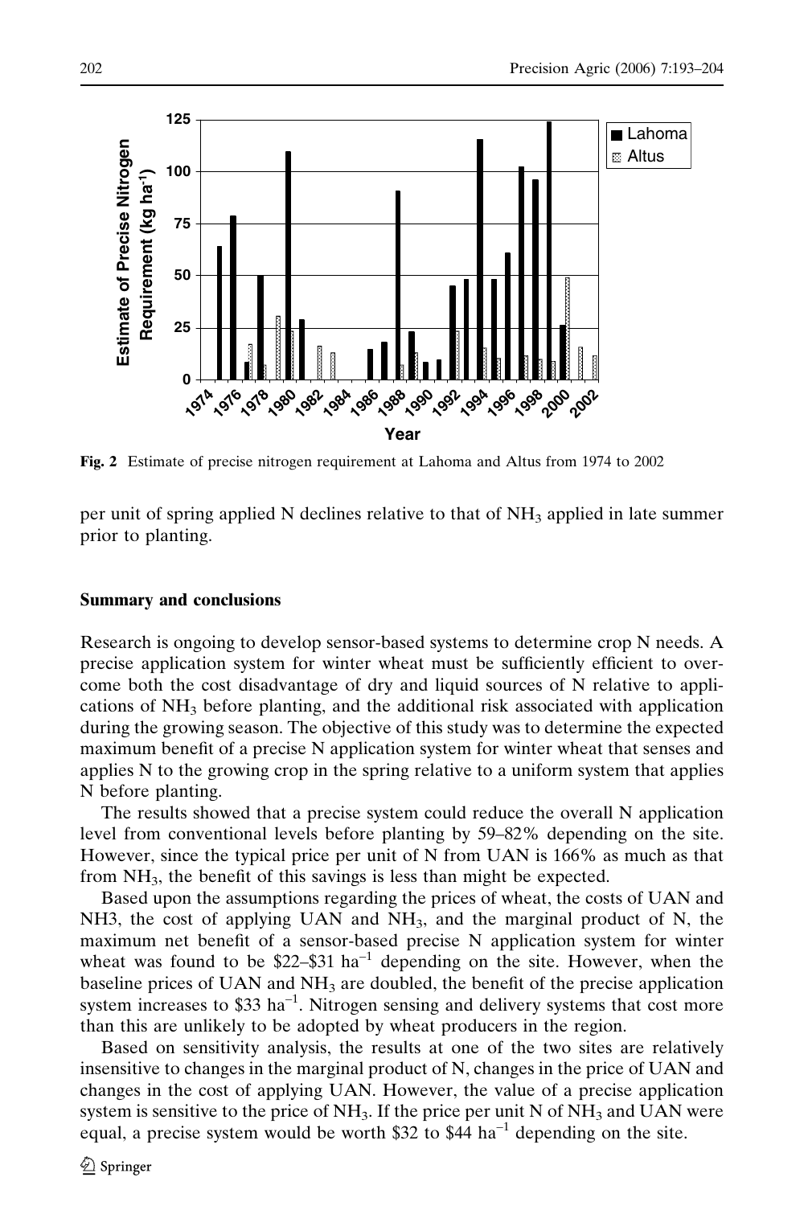Fig. 2 Estimate of precise nitrogen requirement at Lahoma and Altus from 1974 to 2002

per unit of spring applied N declines relative to that of $NH_3$ applied in late summer prior to planting.

## Summary and conclusions

Research is ongoing to develop sensor-based systems to determine crop N needs. A precise application system for winter wheat must be sufficiently efficient to overcome both the cost disadvantage of dry and liquid sources of N relative to applications of $NH_3$ before planting, and the additional risk associated with application during the growing season. The objective of this study was to determine the expected maximum benefit of a precise N application system for winter wheat that senses and applies N to the growing crop in the spring relative to a uniform system that applies N before planting.

The results showed that a precise system could reduce the overall N application level from conventional levels before planting by 59–82% depending on the site. However, since the typical price per unit of N from UAN is 166% as much as that from $NH_3$, the benefit of this savings is less than might be expected.

Based upon the assumptions regarding the prices of wheat, the costs of UAN and NH3, the cost of applying UAN and $NH_3$, and the marginal product of N, the maximum net benefit of a sensor-based precise N application system for winter wheat was found to be \$22–\$31 $ha^{-1}$ depending on the site. However, when the baseline prices of UAN and $NH_3$ are doubled, the benefit of the precise application system increases to \$33 $ha^{-1}$. Nitrogen sensing and delivery systems that cost more than this are unlikely to be adopted by wheat producers in the region.

Based on sensitivity analysis, the results at one of the two sites are relatively insensitive to changes in the marginal product of N, changes in the price of UAN and changes in the cost of applying UAN. However, the value of a precise application system is sensitive to the price of $NH_3$. If the price per unit N of $NH_3$ and UAN were equal, a precise system would be worth \$32 to \$44 $ha^{-1}$ depending on the site.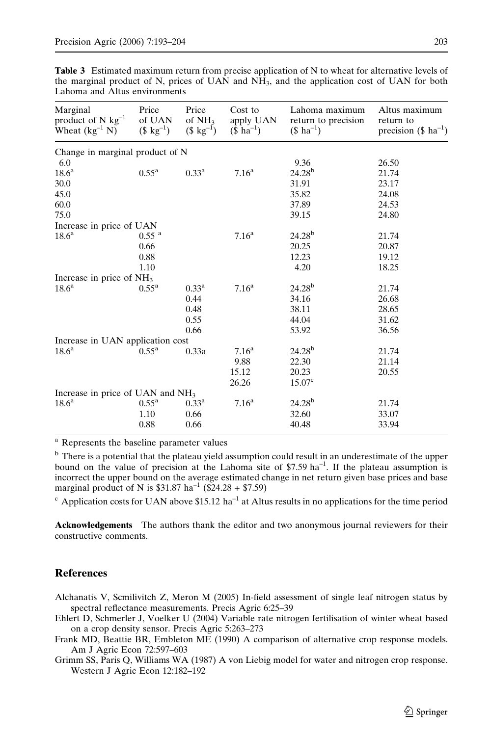**Table 3** Estimated maximum return from precise application of N to wheat for alternative levels of the marginal product of N, prices of UAN and $NH_3$, and the application cost of UAN for both Lahoma and Altus environments

| Marginal product of N $kg^{-1}$ Wheat ($kg^{-1}$ N) | Price of UAN ($ $kg^{-1}$) | Price of $NH_3$ ($ $kg^{-1}$) | Cost to apply UAN ($ $ha^{-1}$) | Lahoma maximum return to precision ($ $ha^{-1}$) | Altus maximum return to precision ($ $ha^{-1}$) |
|---|---|---|---|---|---|
| Change in marginal product of N | | | | | |
| 6.0 | | | | 9.36 | 26.50 |
| 18.6[a] | 0.55[a] | 0.33[a] | 7.16[a] | 24.28[b] | 21.74 |
| 30.0 | | | | 31.91 | 23.17 |
| 45.0 | | | | 35.82 | 24.08 |
| 60.0 | | | | 37.89 | 24.53 |
| 75.0 | | | | 39.15 | 24.80 |
| Increase in price of UAN | | | | | |
| 18.6[a] | 0.55 [a] | | 7.16[a] | 24.28[b] | 21.74 |
| | 0.66 | | | 20.25 | 20.87 |
| | 0.88 | | | 12.23 | 19.12 |
| | 1.10 | | | 4.20 | 18.25 |
| Increase in price of $NH_3$ | | | | | |
| 18.6[a] | 0.55[a] | 0.33[a] | 7.16[a] | 24.28[b] | 21.74 |
| | | 0.44 | | 34.16 | 26.68 |
| | | 0.48 | | 38.11 | 28.65 |
| | | 0.55 | | 44.04 | 31.62 |
| | | 0.66 | | 53.92 | 36.56 |
| Increase in UAN application cost | | | | | |
| 18.6[a] | 0.55[a] | 0.33a | 7.16[a] | 24.28[b] | 21.74 |
| | | | 9.88 | 22.30 | 21.14 |
| | | | 15.12 | 20.23 | 20.55 |
| | | | 26.26 | 15.07[c] | |
| Increase in price of UAN and $NH_3$ | | | | | |
| 18.6[a] | 0.55[a] | 0.33[a] | 7.16[a] | 24.28[b] | 21.74 |
| | 1.10 | 0.66 | | 32.60 | 33.07 |
| | 0.88 | 0.66 | | 40.48 | 33.94 |

[a] Represents the baseline parameter values

[b] There is a potential that the plateau yield assumption could result in an underestimate of the upper bound on the value of precision at the Lahoma site of \$7.59 $ha^{-1}$. If the plateau assumption is incorrect the upper bound on the average estimated change in net return given base prices and base marginal product of N is \$31.87 $ha^{-1}$ (\$24.28 + \$7.59)

[c] Application costs for UAN above \$15.12 $ha^{-1}$ at Altus results in no applications for the time period

**Acknowledgements** The authors thank the editor and two anonymous journal reviewers for their constructive comments.

## References

Alchanatis V, Scmilivitch Z, Meron M (2005) In-field assessment of single leaf nitrogen status by spectral reflectance measurements. Precis Agric 6:25–39

Ehlert D, Schmerler J, Voelker U (2004) Variable rate nitrogen fertilisation of winter wheat based on a crop density sensor. Precis Agric 5:263–273

Frank MD, Beattie BR, Embleton ME (1990) A comparison of alternative crop response models. Am J Agric Econ 72:597–603

Grimm SS, Paris Q, Williams WA (1987) A von Liebig model for water and nitrogen crop response. Western J Agric Econ 12:182–192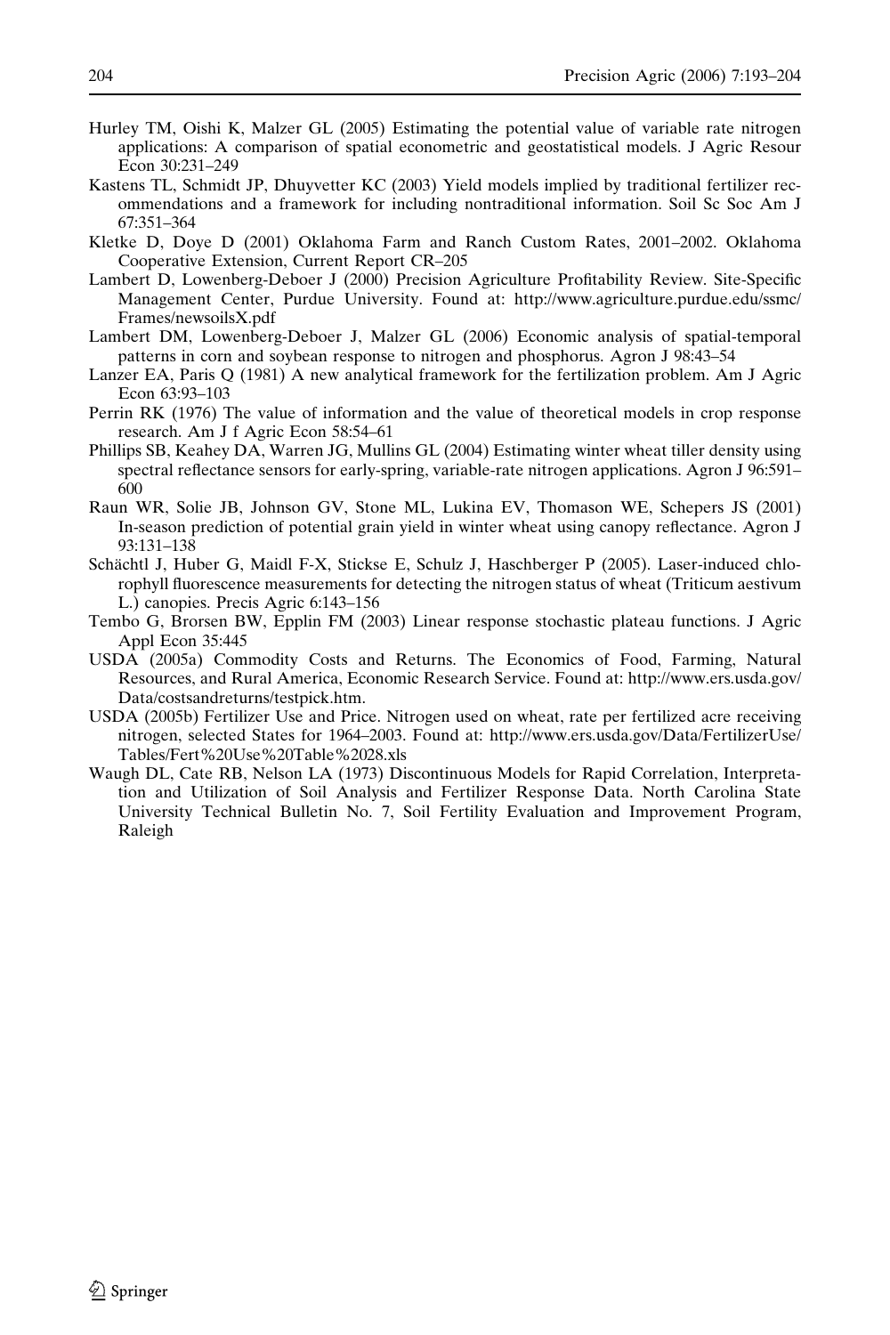Hurley TM, Oishi K, Malzer GL (2005) Estimating the potential value of variable rate nitrogen applications: A comparison of spatial econometric and geostatistical models. J Agric Resour Econ 30:231–249

Kastens TL, Schmidt JP, Dhuyvetter KC (2003) Yield models implied by traditional fertilizer recommendations and a framework for including nontraditional information. Soil Sc Soc Am J 67:351–364

Kletke D, Doye D (2001) Oklahoma Farm and Ranch Custom Rates, 2001–2002. Oklahoma Cooperative Extension, Current Report CR–205

Lambert D, Lowenberg-Deboer J (2000) Precision Agriculture Profitability Review. Site-Specific Management Center, Purdue University. Found at: http://www.agriculture.purdue.edu/ssmc/Frames/newsoilsX.pdf

Lambert DM, Lowenberg-Deboer J, Malzer GL (2006) Economic analysis of spatial-temporal patterns in corn and soybean response to nitrogen and phosphorus. Agron J 98:43–54

Lanzer EA, Paris Q (1981) A new analytical framework for the fertilization problem. Am J Agric Econ 63:93–103

Perrin RK (1976) The value of information and the value of theoretical models in crop response research. Am J f Agric Econ 58:54–61

Phillips SB, Keahey DA, Warren JG, Mullins GL (2004) Estimating winter wheat tiller density using spectral reflectance sensors for early-spring, variable-rate nitrogen applications. Agron J 96:591–600

Raun WR, Solie JB, Johnson GV, Stone ML, Lukina EV, Thomason WE, Schepers JS (2001) In-season prediction of potential grain yield in winter wheat using canopy reflectance. Agron J 93:131–138

Schächtl J, Huber G, Maidl F-X, Stickse E, Schulz J, Haschberger P (2005). Laser-induced chlorophyll fluorescence measurements for detecting the nitrogen status of wheat (Triticum aestivum L.) canopies. Precis Agric 6:143–156

Tembo G, Brorsen BW, Epplin FM (2003) Linear response stochastic plateau functions. J Agric Appl Econ 35:445

USDA (2005a) Commodity Costs and Returns. The Economics of Food, Farming, Natural Resources, and Rural America, Economic Research Service. Found at: http://www.ers.usda.gov/Data/costsandreturns/testpick.htm.

USDA (2005b) Fertilizer Use and Price. Nitrogen used on wheat, rate per fertilized acre receiving nitrogen, selected States for 1964–2003. Found at: http://www.ers.usda.gov/Data/FertilizerUse/Tables/Fert%20Use%20Table%2028.xls

Waugh DL, Cate RB, Nelson LA (1973) Discontinuous Models for Rapid Correlation, Interpretation and Utilization of Soil Analysis and Fertilizer Response Data. North Carolina State University Technical Bulletin No. 7, Soil Fertility Evaluation and Improvement Program, Raleigh